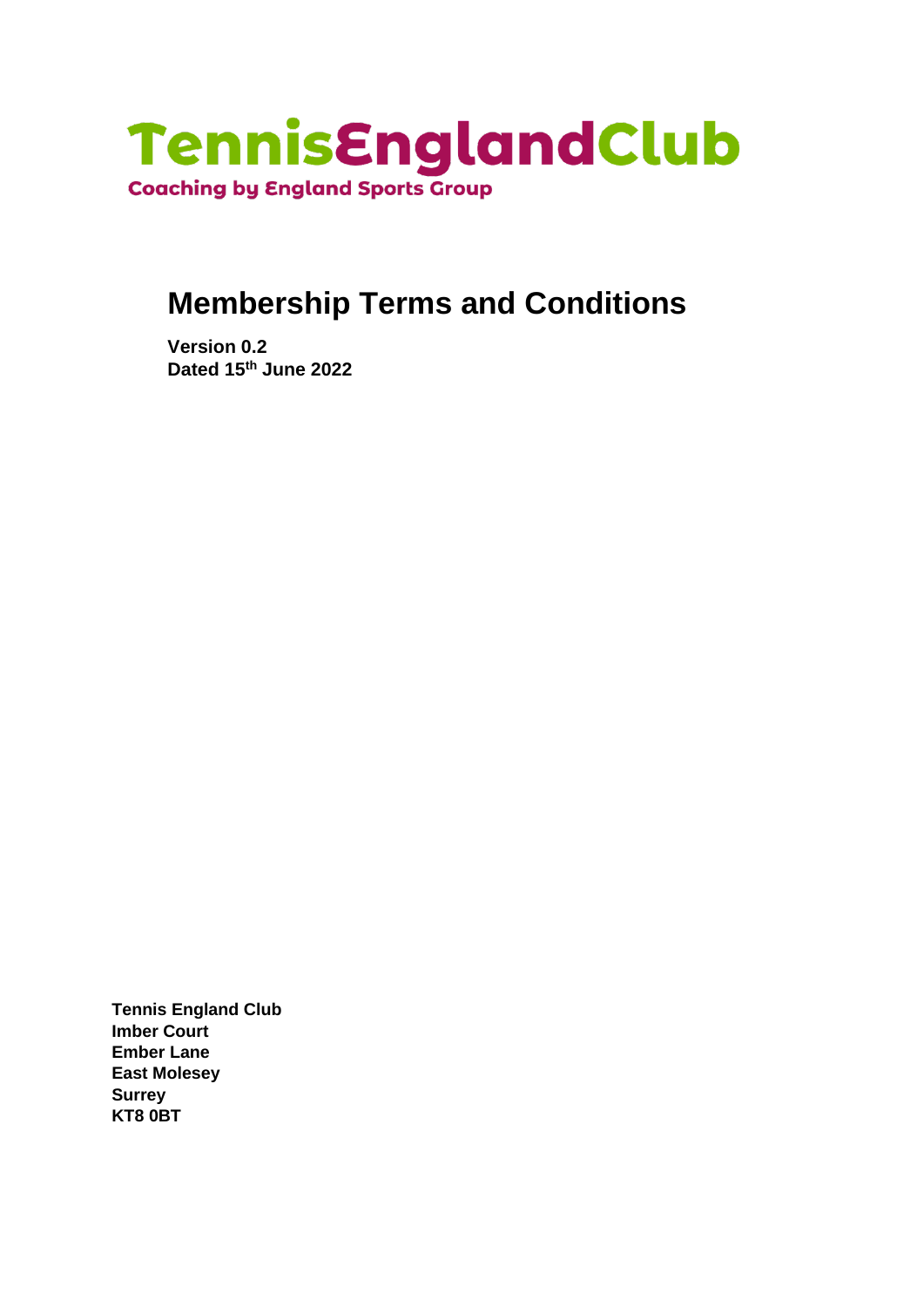**TennisEnglandClub**

**Coaching by England Sports Group**

# Membership Terms and Conditions

**Version 0.2**
**Dated 15th June 2022**

**Tennis England Club**
**Imber Court**
**Ember Lane**
**East Molesey**
**Surrey**
**KT8 0BT**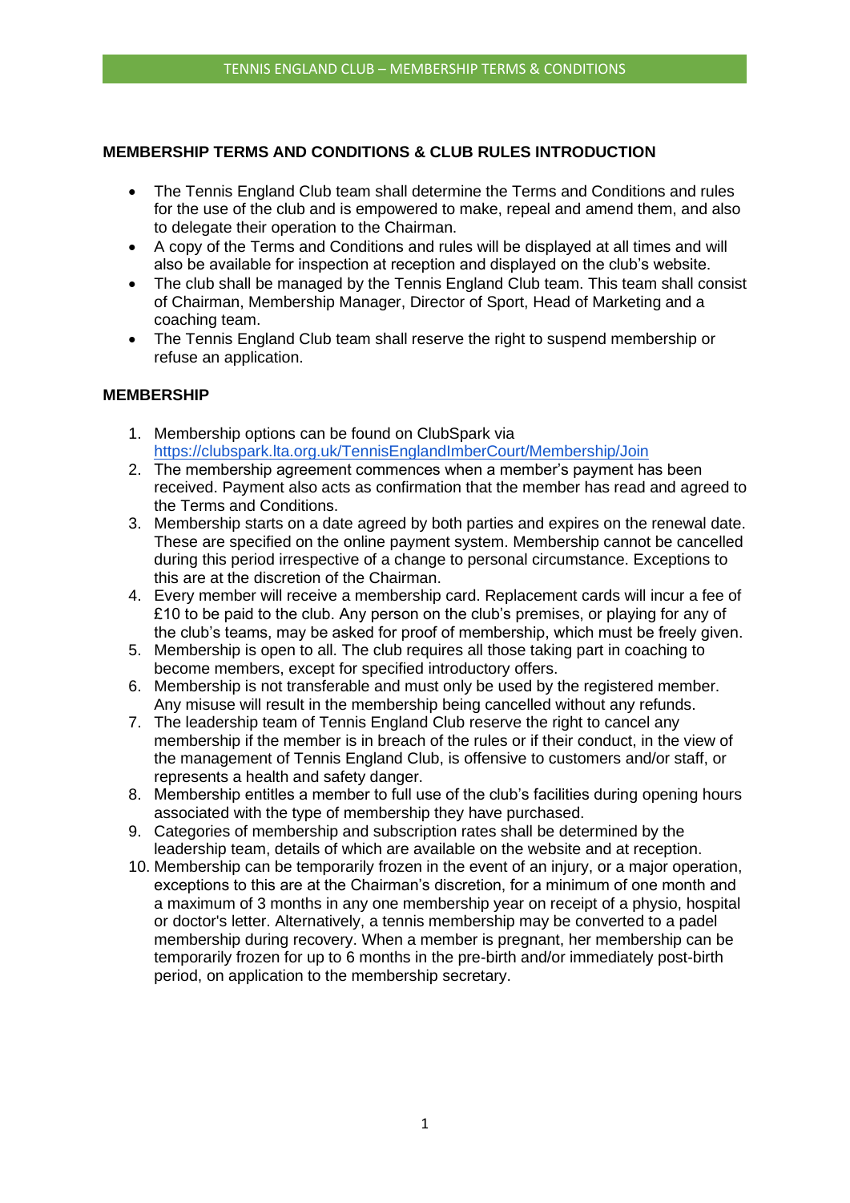## MEMBERSHIP TERMS AND CONDITIONS & CLUB RULES INTRODUCTION

- The Tennis England Club team shall determine the Terms and Conditions and rules for the use of the club and is empowered to make, repeal and amend them, and also to delegate their operation to the Chairman.
- A copy of the Terms and Conditions and rules will be displayed at all times and will also be available for inspection at reception and displayed on the club's website.
- The club shall be managed by the Tennis England Club team. This team shall consist of Chairman, Membership Manager, Director of Sport, Head of Marketing and a coaching team.
- The Tennis England Club team shall reserve the right to suspend membership or refuse an application.

## MEMBERSHIP

1. Membership options can be found on ClubSpark via https://clubspark.lta.org.uk/TennisEnglandImberCourt/Membership/Join
2. The membership agreement commences when a member's payment has been received. Payment also acts as confirmation that the member has read and agreed to the Terms and Conditions.
3. Membership starts on a date agreed by both parties and expires on the renewal date. These are specified on the online payment system. Membership cannot be cancelled during this period irrespective of a change to personal circumstance. Exceptions to this are at the discretion of the Chairman.
4. Every member will receive a membership card. Replacement cards will incur a fee of £10 to be paid to the club. Any person on the club's premises, or playing for any of the club's teams, may be asked for proof of membership, which must be freely given.
5. Membership is open to all. The club requires all those taking part in coaching to become members, except for specified introductory offers.
6. Membership is not transferable and must only be used by the registered member. Any misuse will result in the membership being cancelled without any refunds.
7. The leadership team of Tennis England Club reserve the right to cancel any membership if the member is in breach of the rules or if their conduct, in the view of the management of Tennis England Club, is offensive to customers and/or staff, or represents a health and safety danger.
8. Membership entitles a member to full use of the club's facilities during opening hours associated with the type of membership they have purchased.
9. Categories of membership and subscription rates shall be determined by the leadership team, details of which are available on the website and at reception.
10. Membership can be temporarily frozen in the event of an injury, or a major operation, exceptions to this are at the Chairman's discretion, for a minimum of one month and a maximum of 3 months in any one membership year on receipt of a physio, hospital or doctor's letter. Alternatively, a tennis membership may be converted to a padel membership during recovery. When a member is pregnant, her membership can be temporarily frozen for up to 6 months in the pre-birth and/or immediately post-birth period, on application to the membership secretary.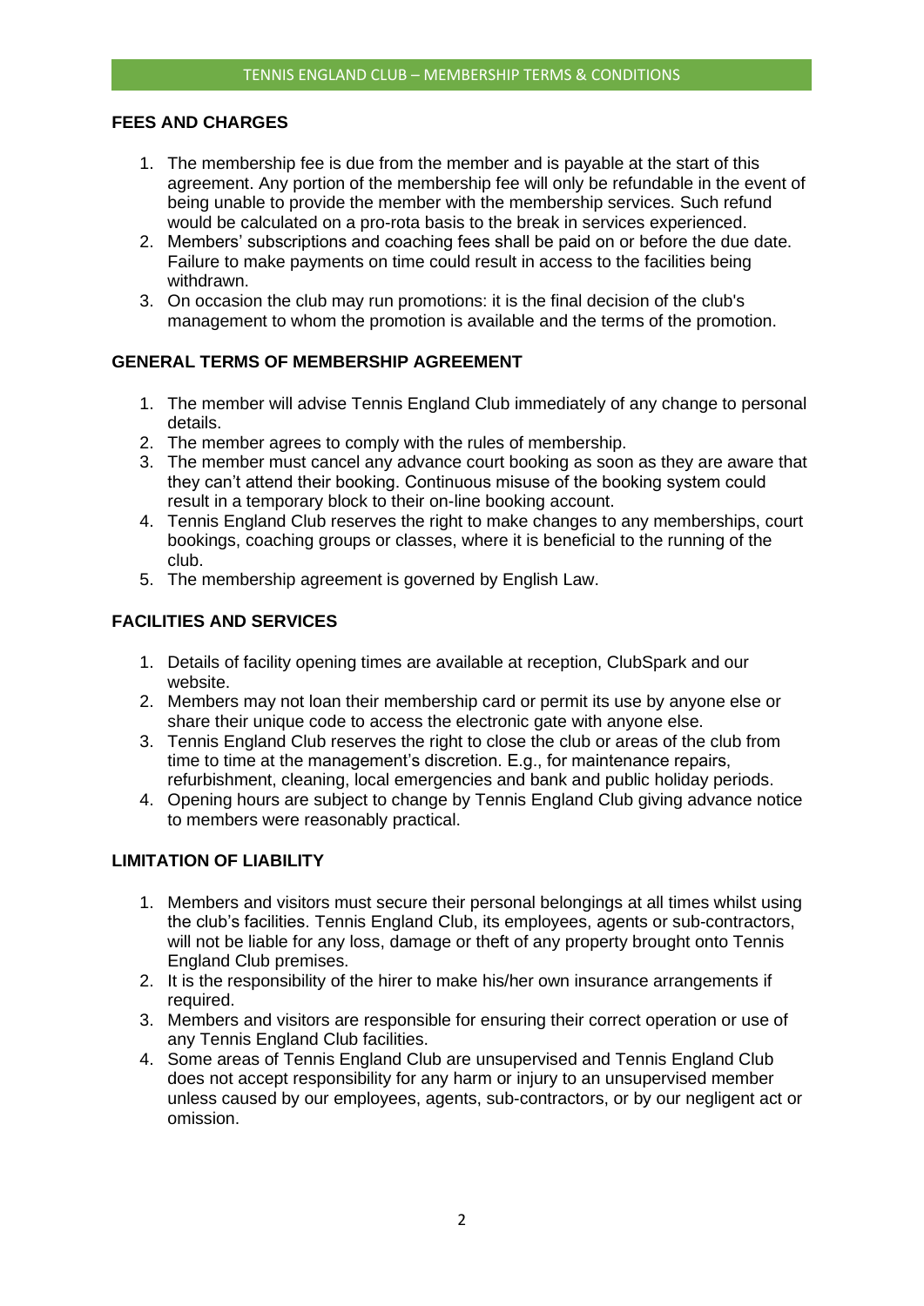## FEES AND CHARGES

1. The membership fee is due from the member and is payable at the start of this agreement. Any portion of the membership fee will only be refundable in the event of being unable to provide the member with the membership services. Such refund would be calculated on a pro-rota basis to the break in services experienced.
2. Members' subscriptions and coaching fees shall be paid on or before the due date. Failure to make payments on time could result in access to the facilities being withdrawn.
3. On occasion the club may run promotions: it is the final decision of the club's management to whom the promotion is available and the terms of the promotion.

## GENERAL TERMS OF MEMBERSHIP AGREEMENT

1. The member will advise Tennis England Club immediately of any change to personal details.
2. The member agrees to comply with the rules of membership.
3. The member must cancel any advance court booking as soon as they are aware that they can't attend their booking. Continuous misuse of the booking system could result in a temporary block to their on-line booking account.
4. Tennis England Club reserves the right to make changes to any memberships, court bookings, coaching groups or classes, where it is beneficial to the running of the club.
5. The membership agreement is governed by English Law.

## FACILITIES AND SERVICES

1. Details of facility opening times are available at reception, ClubSpark and our website.
2. Members may not loan their membership card or permit its use by anyone else or share their unique code to access the electronic gate with anyone else.
3. Tennis England Club reserves the right to close the club or areas of the club from time to time at the management's discretion. E.g., for maintenance repairs, refurbishment, cleaning, local emergencies and bank and public holiday periods.
4. Opening hours are subject to change by Tennis England Club giving advance notice to members were reasonably practical.

## LIMITATION OF LIABILITY

1. Members and visitors must secure their personal belongings at all times whilst using the club's facilities. Tennis England Club, its employees, agents or sub-contractors, will not be liable for any loss, damage or theft of any property brought onto Tennis England Club premises.
2. It is the responsibility of the hirer to make his/her own insurance arrangements if required.
3. Members and visitors are responsible for ensuring their correct operation or use of any Tennis England Club facilities.
4. Some areas of Tennis England Club are unsupervised and Tennis England Club does not accept responsibility for any harm or injury to an unsupervised member unless caused by our employees, agents, sub-contractors, or by our negligent act or omission.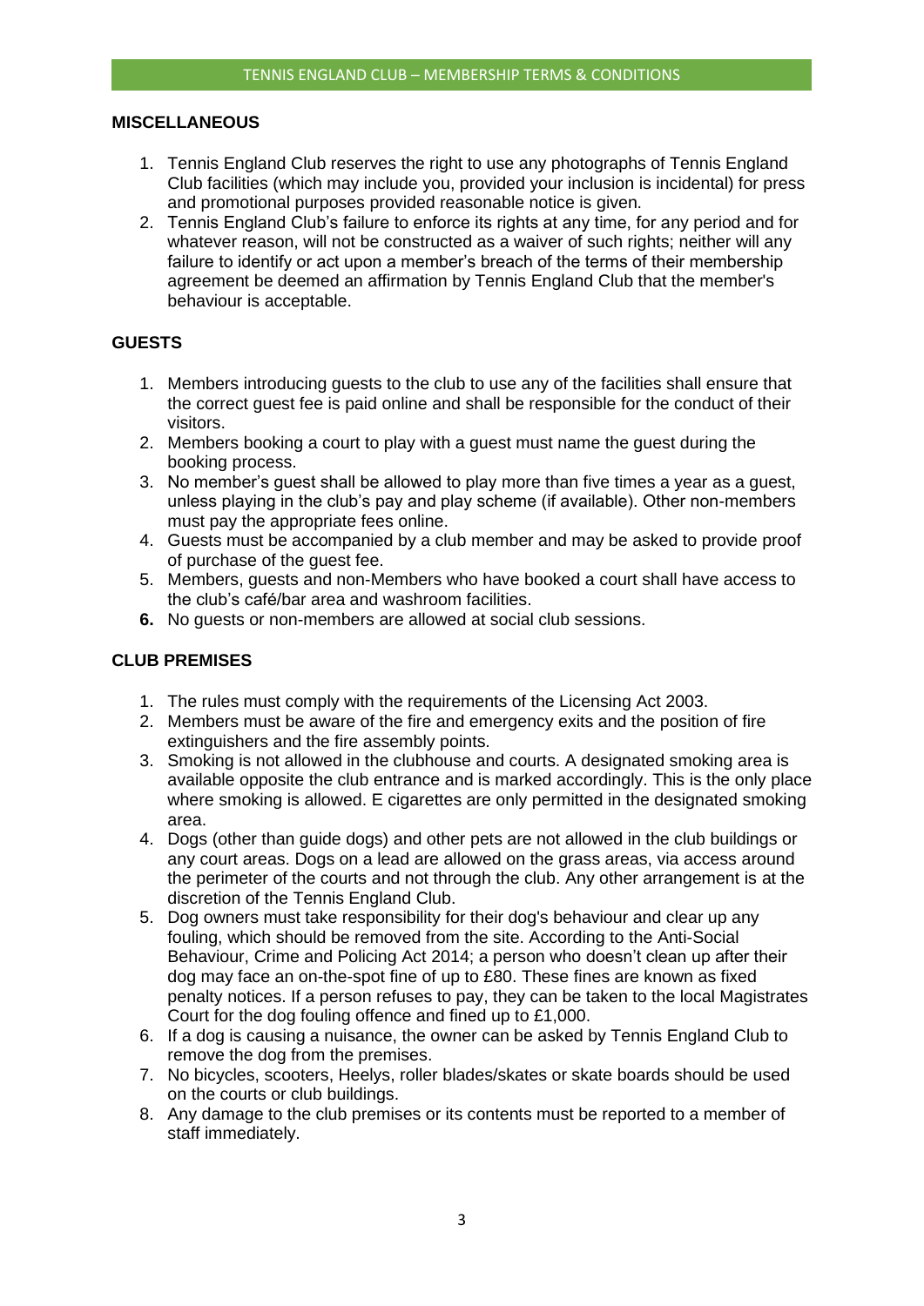## MISCELLANEOUS

1. Tennis England Club reserves the right to use any photographs of Tennis England Club facilities (which may include you, provided your inclusion is incidental) for press and promotional purposes provided reasonable notice is given.
2. Tennis England Club's failure to enforce its rights at any time, for any period and for whatever reason, will not be constructed as a waiver of such rights; neither will any failure to identify or act upon a member's breach of the terms of their membership agreement be deemed an affirmation by Tennis England Club that the member's behaviour is acceptable.

## GUESTS

1. Members introducing guests to the club to use any of the facilities shall ensure that the correct guest fee is paid online and shall be responsible for the conduct of their visitors.
2. Members booking a court to play with a guest must name the guest during the booking process.
3. No member's guest shall be allowed to play more than five times a year as a guest, unless playing in the club's pay and play scheme (if available). Other non-members must pay the appropriate fees online.
4. Guests must be accompanied by a club member and may be asked to provide proof of purchase of the guest fee.
5. Members, guests and non-Members who have booked a court shall have access to the club's café/bar area and washroom facilities.
6. No guests or non-members are allowed at social club sessions.

## CLUB PREMISES

1. The rules must comply with the requirements of the Licensing Act 2003.
2. Members must be aware of the fire and emergency exits and the position of fire extinguishers and the fire assembly points.
3. Smoking is not allowed in the clubhouse and courts. A designated smoking area is available opposite the club entrance and is marked accordingly. This is the only place where smoking is allowed. E cigarettes are only permitted in the designated smoking area.
4. Dogs (other than guide dogs) and other pets are not allowed in the club buildings or any court areas. Dogs on a lead are allowed on the grass areas, via access around the perimeter of the courts and not through the club. Any other arrangement is at the discretion of the Tennis England Club.
5. Dog owners must take responsibility for their dog's behaviour and clear up any fouling, which should be removed from the site. According to the Anti-Social Behaviour, Crime and Policing Act 2014; a person who doesn't clean up after their dog may face an on-the-spot fine of up to £80. These fines are known as fixed penalty notices. If a person refuses to pay, they can be taken to the local Magistrates Court for the dog fouling offence and fined up to £1,000.
6. If a dog is causing a nuisance, the owner can be asked by Tennis England Club to remove the dog from the premises.
7. No bicycles, scooters, Heelys, roller blades/skates or skate boards should be used on the courts or club buildings.
8. Any damage to the club premises or its contents must be reported to a member of staff immediately.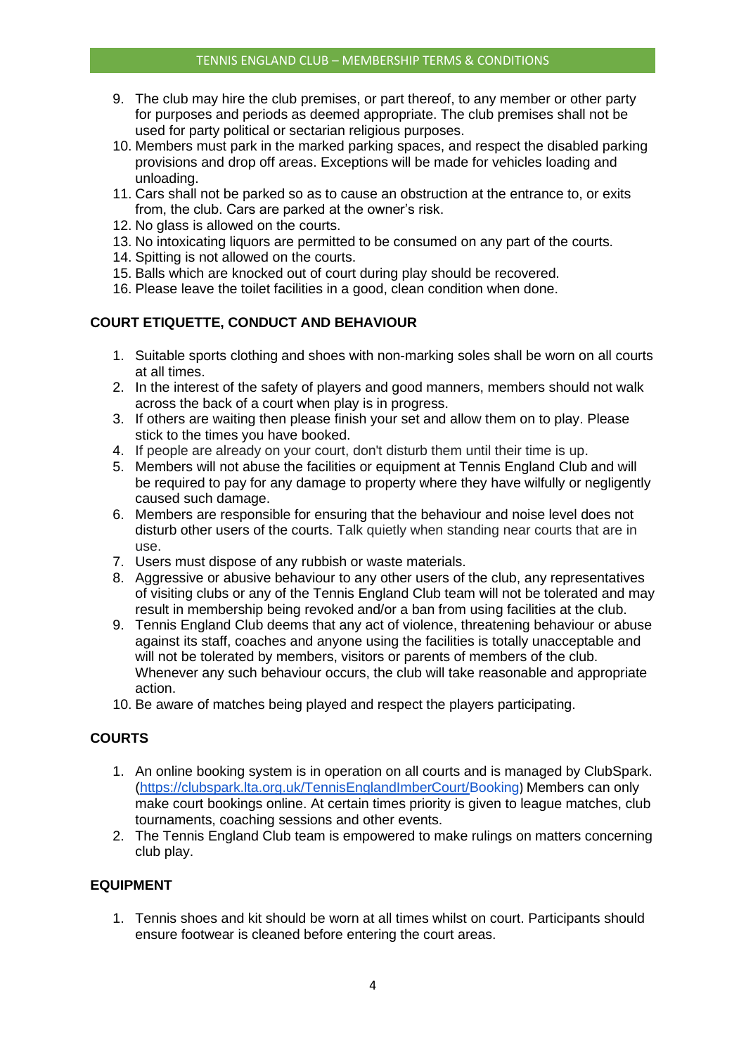9. The club may hire the club premises, or part thereof, to any member or other party for purposes and periods as deemed appropriate. The club premises shall not be used for party political or sectarian religious purposes.
10. Members must park in the marked parking spaces, and respect the disabled parking provisions and drop off areas. Exceptions will be made for vehicles loading and unloading.
11. Cars shall not be parked so as to cause an obstruction at the entrance to, or exits from, the club. Cars are parked at the owner's risk.
12. No glass is allowed on the courts.
13. No intoxicating liquors are permitted to be consumed on any part of the courts.
14. Spitting is not allowed on the courts.
15. Balls which are knocked out of court during play should be recovered.
16. Please leave the toilet facilities in a good, clean condition when done.

## COURT ETIQUETTE, CONDUCT AND BEHAVIOUR

1. Suitable sports clothing and shoes with non-marking soles shall be worn on all courts at all times.
2. In the interest of the safety of players and good manners, members should not walk across the back of a court when play is in progress.
3. If others are waiting then please finish your set and allow them on to play. Please stick to the times you have booked.
4. If people are already on your court, don't disturb them until their time is up.
5. Members will not abuse the facilities or equipment at Tennis England Club and will be required to pay for any damage to property where they have wilfully or negligently caused such damage.
6. Members are responsible for ensuring that the behaviour and noise level does not disturb other users of the courts. Talk quietly when standing near courts that are in use.
7. Users must dispose of any rubbish or waste materials.
8. Aggressive or abusive behaviour to any other users of the club, any representatives of visiting clubs or any of the Tennis England Club team will not be tolerated and may result in membership being revoked and/or a ban from using facilities at the club.
9. Tennis England Club deems that any act of violence, threatening behaviour or abuse against its staff, coaches and anyone using the facilities is totally unacceptable and will not be tolerated by members, visitors or parents of members of the club. Whenever any such behaviour occurs, the club will take reasonable and appropriate action.
10. Be aware of matches being played and respect the players participating.

## COURTS

1. An online booking system is in operation on all courts and is managed by ClubSpark. (https://clubspark.lta.org.uk/TennisEnglandImberCourt/Booking) Members can only make court bookings online. At certain times priority is given to league matches, club tournaments, coaching sessions and other events.
2. The Tennis England Club team is empowered to make rulings on matters concerning club play.

## EQUIPMENT

1. Tennis shoes and kit should be worn at all times whilst on court. Participants should ensure footwear is cleaned before entering the court areas.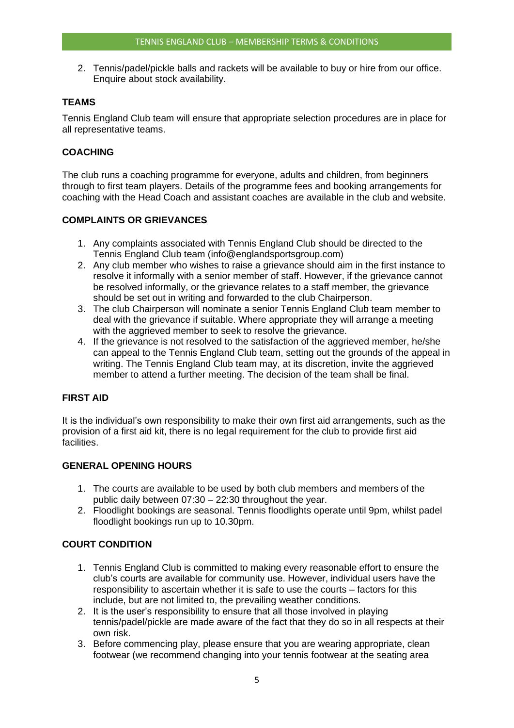2. Tennis/padel/pickle balls and rackets will be available to buy or hire from our office. Enquire about stock availability.

## TEAMS

Tennis England Club team will ensure that appropriate selection procedures are in place for all representative teams.

## COACHING

The club runs a coaching programme for everyone, adults and children, from beginners through to first team players. Details of the programme fees and booking arrangements for coaching with the Head Coach and assistant coaches are available in the club and website.

## COMPLAINTS OR GRIEVANCES

1. Any complaints associated with Tennis England Club should be directed to the Tennis England Club team (info@englandsportsgroup.com)
2. Any club member who wishes to raise a grievance should aim in the first instance to resolve it informally with a senior member of staff. However, if the grievance cannot be resolved informally, or the grievance relates to a staff member, the grievance should be set out in writing and forwarded to the club Chairperson.
3. The club Chairperson will nominate a senior Tennis England Club team member to deal with the grievance if suitable. Where appropriate they will arrange a meeting with the aggrieved member to seek to resolve the grievance.
4. If the grievance is not resolved to the satisfaction of the aggrieved member, he/she can appeal to the Tennis England Club team, setting out the grounds of the appeal in writing. The Tennis England Club team may, at its discretion, invite the aggrieved member to attend a further meeting. The decision of the team shall be final.

## FIRST AID

It is the individual's own responsibility to make their own first aid arrangements, such as the provision of a first aid kit, there is no legal requirement for the club to provide first aid facilities.

## GENERAL OPENING HOURS

1. The courts are available to be used by both club members and members of the public daily between 07:30 – 22:30 throughout the year.
2. Floodlight bookings are seasonal. Tennis floodlights operate until 9pm, whilst padel floodlight bookings run up to 10.30pm.

## COURT CONDITION

1. Tennis England Club is committed to making every reasonable effort to ensure the club's courts are available for community use. However, individual users have the responsibility to ascertain whether it is safe to use the courts – factors for this include, but are not limited to, the prevailing weather conditions.
2. It is the user's responsibility to ensure that all those involved in playing tennis/padel/pickle are made aware of the fact that they do so in all respects at their own risk.
3. Before commencing play, please ensure that you are wearing appropriate, clean footwear (we recommend changing into your tennis footwear at the seating area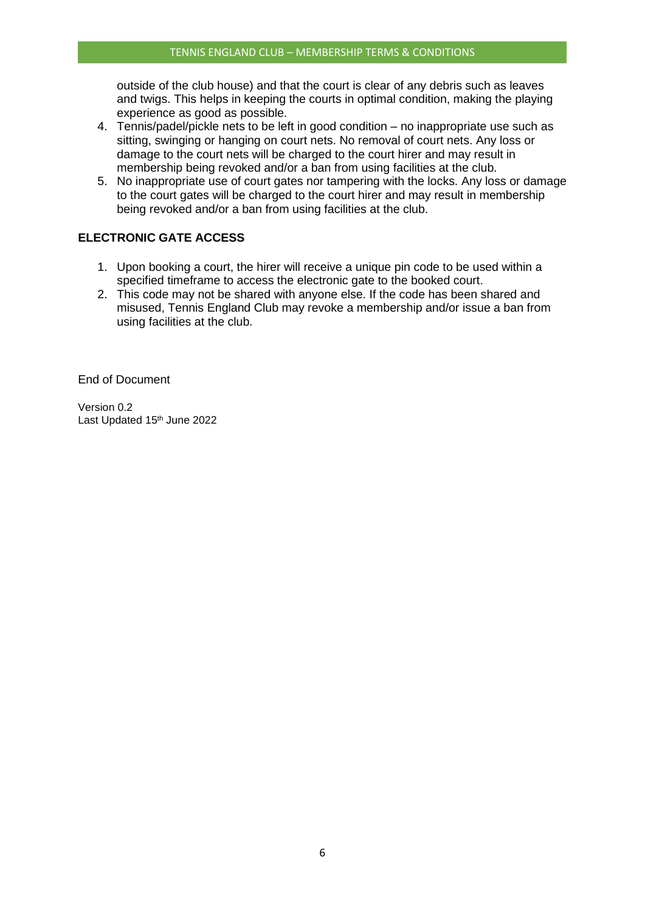outside of the club house) and that the court is clear of any debris such as leaves and twigs. This helps in keeping the courts in optimal condition, making the playing experience as good as possible.

4. Tennis/padel/pickle nets to be left in good condition – no inappropriate use such as sitting, swinging or hanging on court nets. No removal of court nets. Any loss or damage to the court nets will be charged to the court hirer and may result in membership being revoked and/or a ban from using facilities at the club.
5. No inappropriate use of court gates nor tampering with the locks. Any loss or damage to the court gates will be charged to the court hirer and may result in membership being revoked and/or a ban from using facilities at the club.

## ELECTRONIC GATE ACCESS

1. Upon booking a court, the hirer will receive a unique pin code to be used within a specified timeframe to access the electronic gate to the booked court.
2. This code may not be shared with anyone else. If the code has been shared and misused, Tennis England Club may revoke a membership and/or issue a ban from using facilities at the club.

End of Document

Version 0.2
Last Updated 15th June 2022